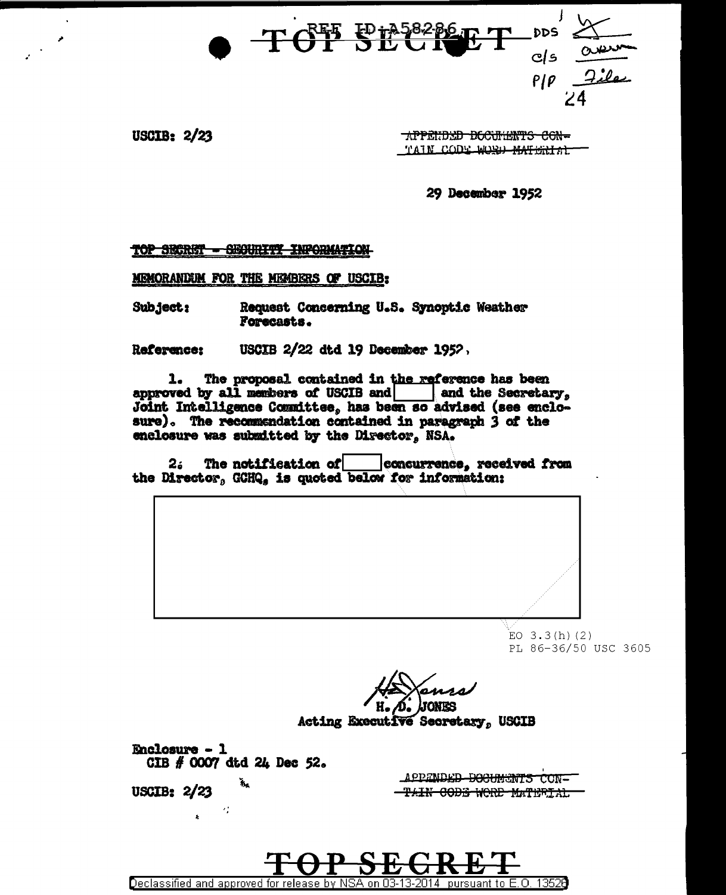TOP SECRET

REF ID:A58286

DDS
C/S
P/P File
24

USCIB: 2/23

~~APPENDED DOCUMENTS CONTAIN CODE WORD MATERIAL~~

29 December 1952

~~TOP SECRET - SECURITY INFORMATION~~

MEMORANDUM FOR THE MEMBERS OF USCIB:

Subject: Request Concerning U.S. Synoptic Weather Forecasts.

Reference: USCIB 2/22 dtd 19 December 1952.

1. The proposal contained in the reference has been approved by all members of USCIB and [ ] and the Secretary, Joint Intelligence Committee, has been so advised (see enclosure). The recommendation contained in paragraph 3 of the enclosure was submitted by the Director, NSA.

2. The notification of [ ] concurrence, received from the Director, GCHQ, is quoted below for information:

[ ]

EO 3.3(h)(2)
PL 86-36/50 USC 3605

H. D. JONES
Acting Executive Secretary, USCIB

Enclosure - 1
CIB # 0007 dtd 24 Dec 52.

USCIB: 2/23

~~APPENDED DOCUMENTS CONTAIN CODE WORD MATERIAL~~

TOP SECRET

Declassified and approved for release by NSA on 03-13-2014 pursuant to E.O. 13526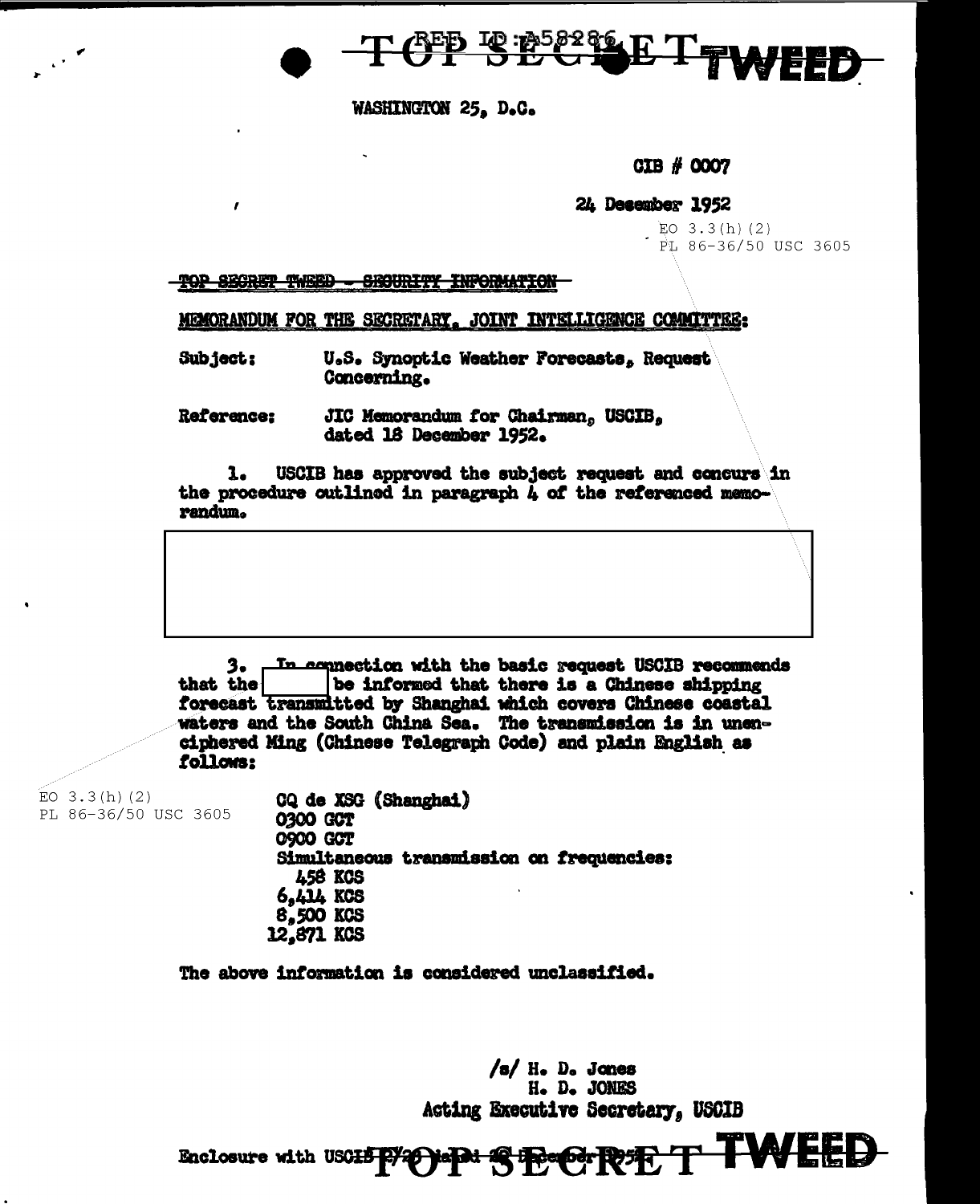TOP SECRET TWEED

WASHINGTON 25, D.C.

CIB # 0007

24 December 1952

EO 3.3(h)(2)
PL 86-36/50 USC 3605

TOP SECRET TWEED - SECURITY INFORMATION

MEMORANDUM FOR THE SECRETARY, JOINT INTELLIGENCE COMMITTEE:

Subject: U.S. Synoptic Weather Forecasts, Request Concerning.

Reference: JIC Memorandum for Chairman, USCIB, dated 18 December 1952.

1. USCIB has approved the subject request and concurs in the procedure outlined in paragraph 4 of the referenced memorandum.

[REDACTED]

3. In connection with the basic request USCIB recommends that the [REDACTED] be informed that there is a Chinese shipping forecast transmitted by Shanghai which covers Chinese coastal waters and the South China Sea. The transmission is in unenciphered Ming (Chinese Telegraph Code) and plain English as follows:

EO 3.3(h)(2)
PL 86-36/50 USC 3605

CQ de XSG (Shanghai)
0300 GCT
0900 GCT
Simultaneous transmission on frequencies:
458 KCS
6,414 KCS
8,500 KCS
12,871 KCS

The above information is considered unclassified.

/s/ H. D. Jones
H. D. JONES
Acting Executive Secretary, USCIB

Enclosure with USCIB 2/20 dated 26 December 1952

TOP SECRET TWEED